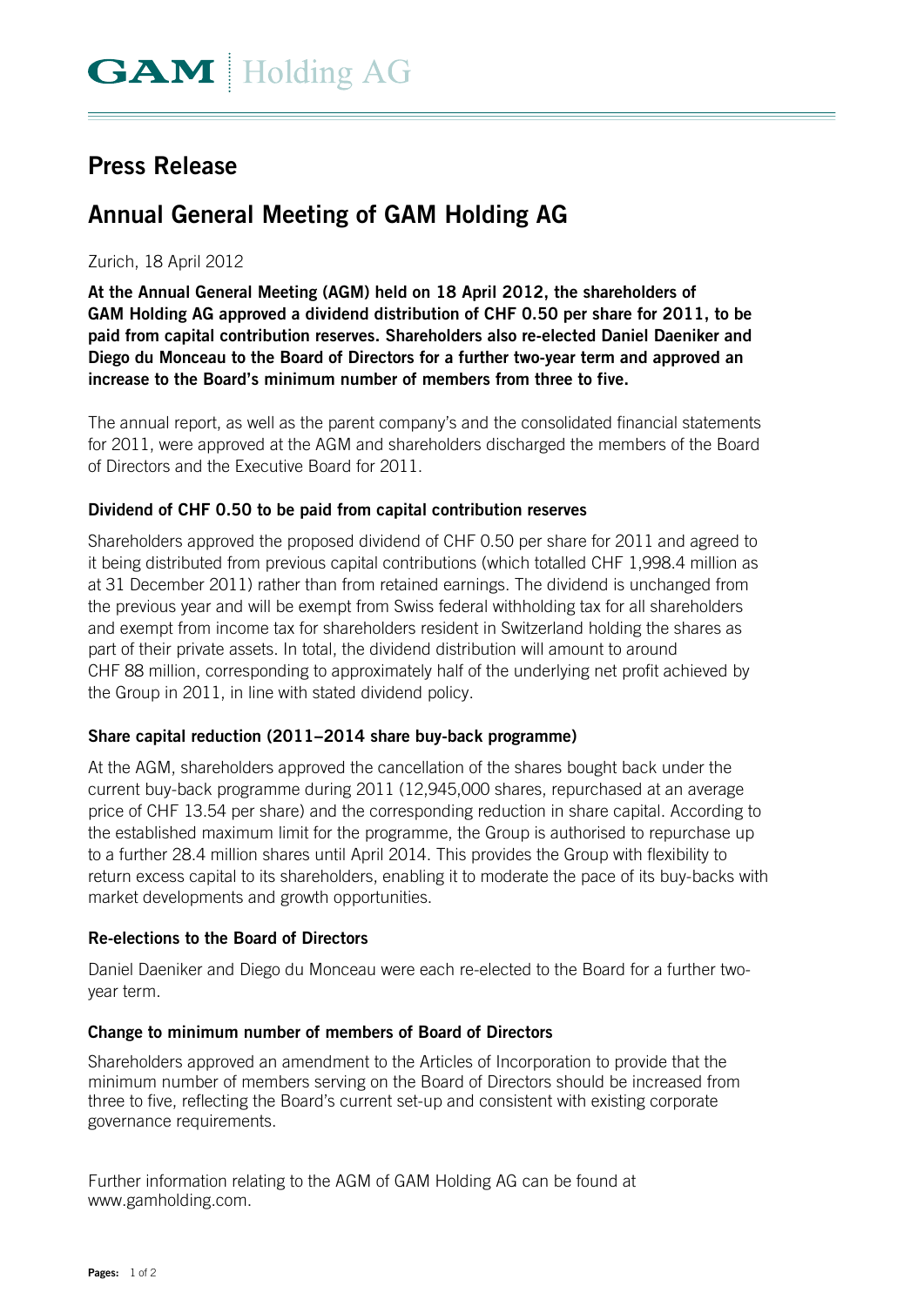GAM | Holding AG

# Press Release

# Annual General Meeting of GAM Holding AG

Zurich, 18 April 2012

**At the Annual General Meeting (AGM) held on 18 April 2012, the shareholders of GAM Holding AG approved a dividend distribution of CHF 0.50 per share for 2011, to be paid from capital contribution reserves. Shareholders also re-elected Daniel Daeniker and Diego du Monceau to the Board of Directors for a further two-year term and approved an increase to the Board's minimum number of members from three to five.**

The annual report, as well as the parent company's and the consolidated financial statements for 2011, were approved at the AGM and shareholders discharged the members of the Board of Directors and the Executive Board for 2011.

### Dividend of CHF 0.50 to be paid from capital contribution reserves

Shareholders approved the proposed dividend of CHF 0.50 per share for 2011 and agreed to it being distributed from previous capital contributions (which totalled CHF 1,998.4 million as at 31 December 2011) rather than from retained earnings. The dividend is unchanged from the previous year and will be exempt from Swiss federal withholding tax for all shareholders and exempt from income tax for shareholders resident in Switzerland holding the shares as part of their private assets. In total, the dividend distribution will amount to around CHF 88 million, corresponding to approximately half of the underlying net profit achieved by the Group in 2011, in line with stated dividend policy.

### Share capital reduction (2011–2014 share buy-back programme)

At the AGM, shareholders approved the cancellation of the shares bought back under the current buy-back programme during 2011 (12,945,000 shares, repurchased at an average price of CHF 13.54 per share) and the corresponding reduction in share capital. According to the established maximum limit for the programme, the Group is authorised to repurchase up to a further 28.4 million shares until April 2014. This provides the Group with flexibility to return excess capital to its shareholders, enabling it to moderate the pace of its buy-backs with market developments and growth opportunities.

### Re-elections to the Board of Directors

Daniel Daeniker and Diego du Monceau were each re-elected to the Board for a further two-year term.

### Change to minimum number of members of Board of Directors

Shareholders approved an amendment to the Articles of Incorporation to provide that the minimum number of members serving on the Board of Directors should be increased from three to five, reflecting the Board's current set-up and consistent with existing corporate governance requirements.

Further information relating to the AGM of GAM Holding AG can be found at www.gamholding.com.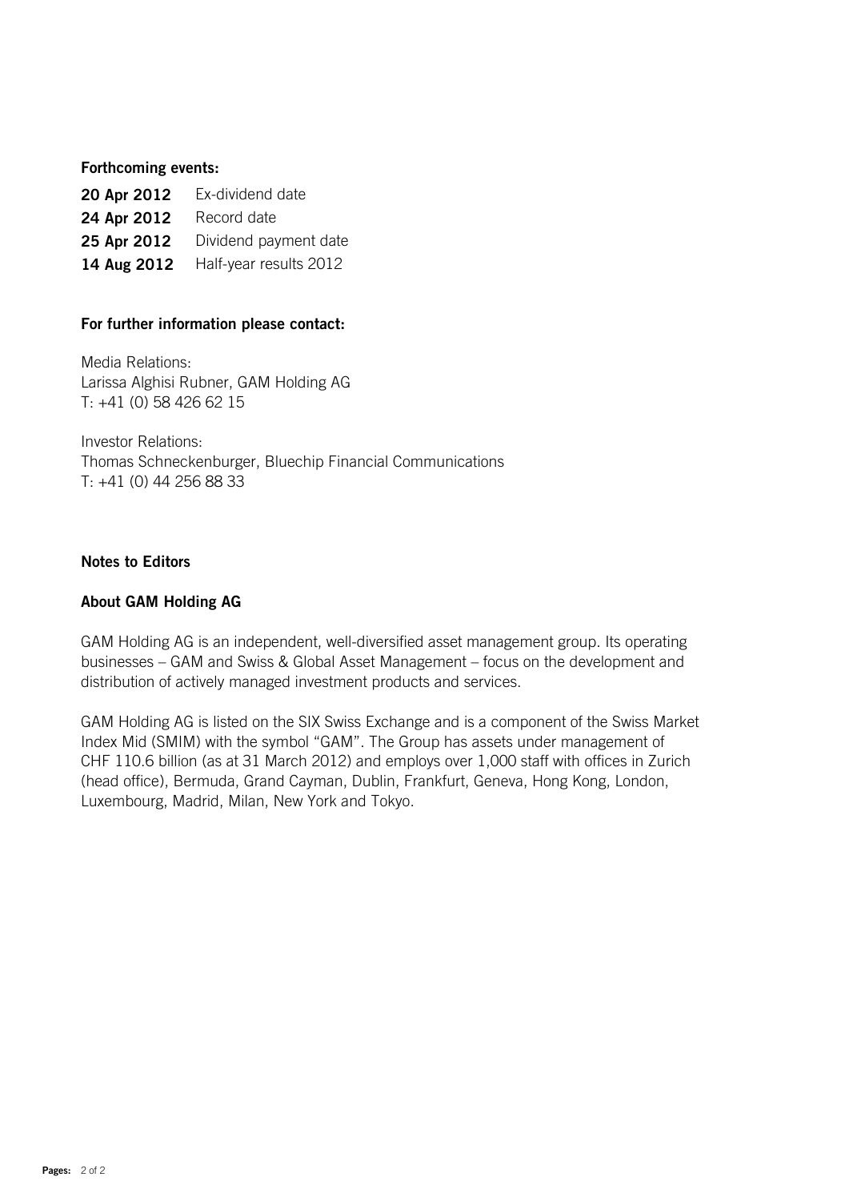**Forthcoming events:**

| | |
|---|---|
| **20 Apr 2012** | Ex-dividend date |
| **24 Apr 2012** | Record date |
| **25 Apr 2012** | Dividend payment date |
| **14 Aug 2012** | Half-year results 2012 |

**For further information please contact:**

Media Relations:
Larissa Alghisi Rubner, GAM Holding AG
T: +41 (0) 58 426 62 15

Investor Relations:
Thomas Schneckenburger, Bluechip Financial Communications
T: +41 (0) 44 256 88 33

## Notes to Editors

### About GAM Holding AG

GAM Holding AG is an independent, well-diversified asset management group. Its operating businesses – GAM and Swiss & Global Asset Management – focus on the development and distribution of actively managed investment products and services.

GAM Holding AG is listed on the SIX Swiss Exchange and is a component of the Swiss Market Index Mid (SMIM) with the symbol "GAM". The Group has assets under management of CHF 110.6 billion (as at 31 March 2012) and employs over 1,000 staff with offices in Zurich (head office), Bermuda, Grand Cayman, Dublin, Frankfurt, Geneva, Hong Kong, London, Luxembourg, Madrid, Milan, New York and Tokyo.